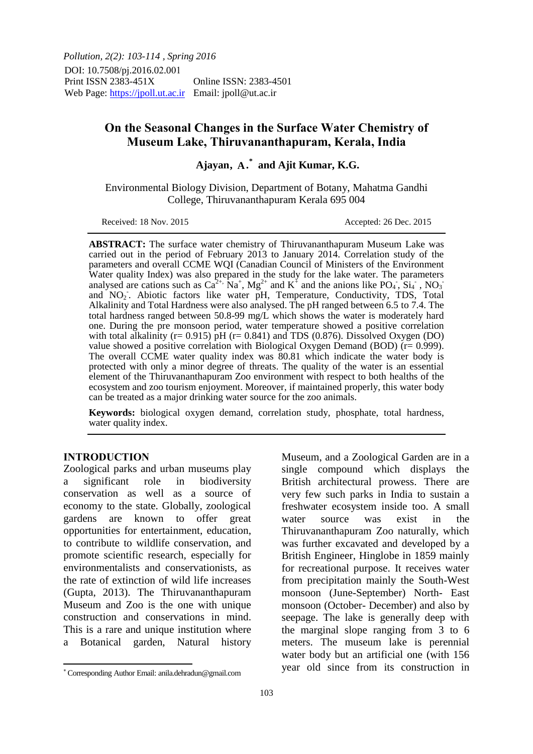*Pollution, 2(2): 103-114 , Spring 2016*
DOI: 10.7508/pj.2016.02.001
Print ISSN 2383-451X Online ISSN: 2383-4501
Web Page: https://jpoll.ut.ac.ir Email: jpoll@ut.ac.ir

# On the Seasonal Changes in the Surface Water Chemistry of Museum Lake, Thiruvananthapuram, Kerala, India

**Ajayan, A.*** **and Ajit Kumar, K.G.**

Environmental Biology Division, Department of Botany, Mahatma Gandhi College, Thiruvananthapuram Kerala 695 004

Received: 18 Nov. 2015 Accepted: 26 Dec. 2015

**ABSTRACT:** The surface water chemistry of Thiruvananthapuram Museum Lake was carried out in the period of February 2013 to January 2014. Correlation study of the parameters and overall CCME WQI (Canadian Council of Ministers of the Environment Water quality Index) was also prepared in the study for the lake water. The parameters analysed are cations such as $Ca^{2+}$, $Na^{+}$, $Mg^{2+}$ and $K^{+}$ and the anions like $PO_4^{-}$, $Si_4^{-}$, $NO_3^{-}$ and $NO_2^{-}$. Abiotic factors like water pH, Temperature, Conductivity, TDS, Total Alkalinity and Total Hardness were also analysed. The pH ranged between 6.5 to 7.4. The total hardness ranged between 50.8-99 mg/L which shows the water is moderately hard one. During the pre monsoon period, water temperature showed a positive correlation with total alkalinity (r= 0.915) pH (r= 0.841) and TDS (0.876). Dissolved Oxygen (DO) value showed a positive correlation with Biological Oxygen Demand (BOD) (r= 0.999). The overall CCME water quality index was 80.81 which indicate the water body is protected with only a minor degree of threats. The quality of the water is an essential element of the Thiruvananthapuram Zoo environment with respect to both healths of the ecosystem and zoo tourism enjoyment. Moreover, if maintained properly, this water body can be treated as a major drinking water source for the zoo animals.

**Keywords:** biological oxygen demand, correlation study, phosphate, total hardness, water quality index.

## INTRODUCTION

Zoological parks and urban museums play a significant role in biodiversity conservation as well as a source of economy to the state. Globally, zoological gardens are known to offer great opportunities for entertainment, education, to contribute to wildlife conservation, and promote scientific research, especially for environmentalists and conservationists, as the rate of extinction of wild life increases (Gupta, 2013). The Thiruvananthapuram Museum and Zoo is the one with unique construction and conservations in mind. This is a rare and unique institution where a Botanical garden, Natural history Museum, and a Zoological Garden are in a single compound which displays the British architectural prowess. There are very few such parks in India to sustain a freshwater ecosystem inside too. A small water source was exist in the Thiruvananthapuram Zoo naturally, which was further excavated and developed by a British Engineer, Hinglobe in 1859 mainly for recreational purpose. It receives water from precipitation mainly the South-West monsoon (June-September) North- East monsoon (October- December) and also by seepage. The lake is generally deep with the marginal slope ranging from 3 to 6 meters. The museum lake is perennial water body but an artificial one (with 156 year old since from its construction in

* Corresponding Author Email: anila.dehradun@gmail.com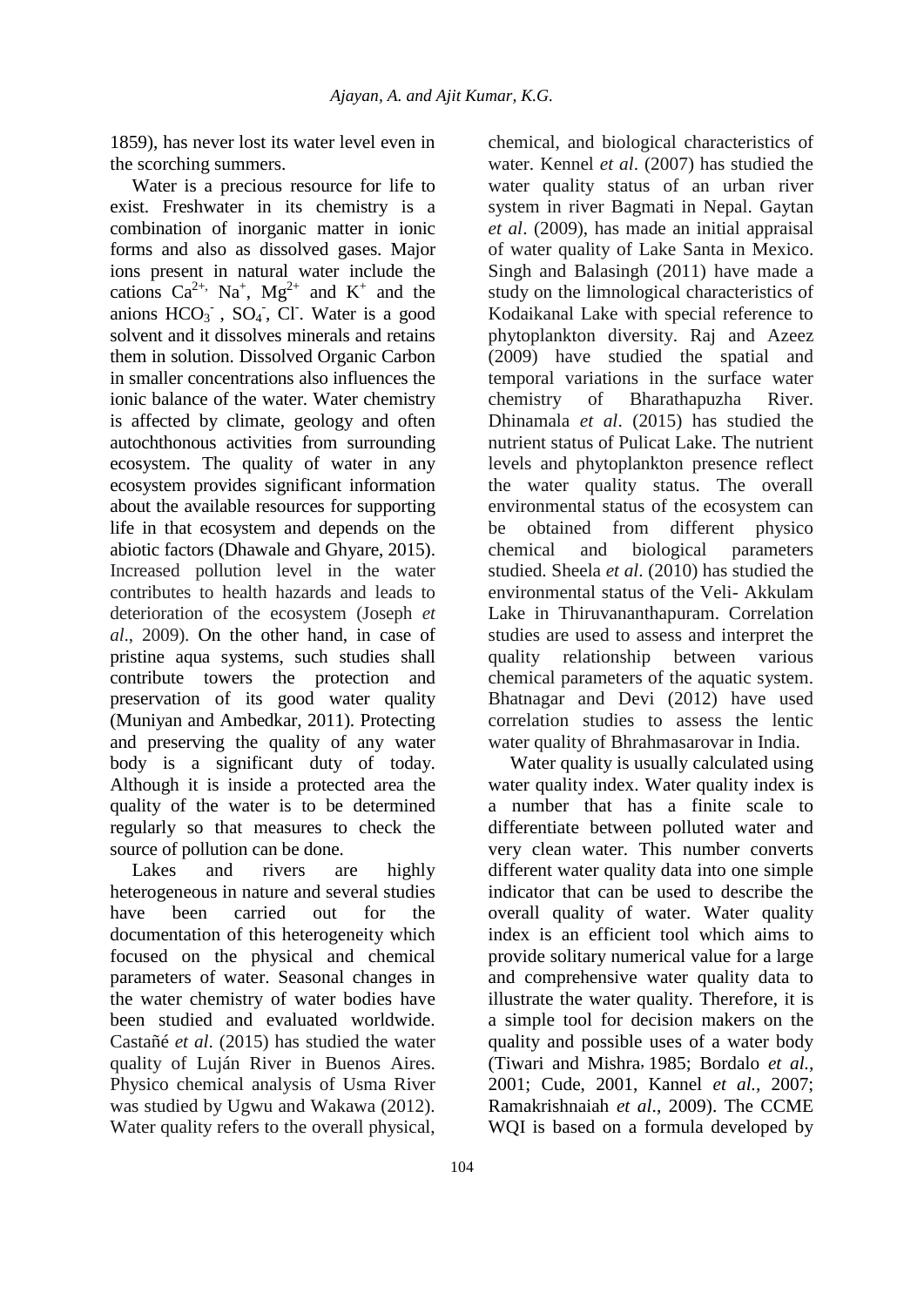1859), has never lost its water level even in the scorching summers.

Water is a precious resource for life to exist. Freshwater in its chemistry is a combination of inorganic matter in ionic forms and also as dissolved gases. Major ions present in natural water include the cations $Ca^{2+}$, $Na^{+}$, $Mg^{2+}$ and $K^{+}$ and the anions $HCO_3^-$ , $SO_4^-$, $Cl^-$. Water is a good solvent and it dissolves minerals and retains them in solution. Dissolved Organic Carbon in smaller concentrations also influences the ionic balance of the water. Water chemistry is affected by climate, geology and often autochthonous activities from surrounding ecosystem. The quality of water in any ecosystem provides significant information about the available resources for supporting life in that ecosystem and depends on the abiotic factors (Dhawale and Ghyare, 2015). Increased pollution level in the water contributes to health hazards and leads to deterioration of the ecosystem (Joseph *et al*., 2009). On the other hand, in case of pristine aqua systems, such studies shall contribute towers the protection and preservation of its good water quality (Muniyan and Ambedkar, 2011). Protecting and preserving the quality of any water body is a significant duty of today. Although it is inside a protected area the quality of the water is to be determined regularly so that measures to check the source of pollution can be done.

Lakes and rivers are highly heterogeneous in nature and several studies have been carried out for the documentation of this heterogeneity which focused on the physical and chemical parameters of water. Seasonal changes in the water chemistry of water bodies have been studied and evaluated worldwide. Castañé *et al*. (2015) has studied the water quality of Luján River in Buenos Aires. Physico chemical analysis of Usma River was studied by Ugwu and Wakawa (2012). Water quality refers to the overall physical, chemical, and biological characteristics of water. Kennel *et al*. (2007) has studied the water quality status of an urban river system in river Bagmati in Nepal. Gaytan *et al*. (2009), has made an initial appraisal of water quality of Lake Santa in Mexico. Singh and Balasingh (2011) have made a study on the limnological characteristics of Kodaikanal Lake with special reference to phytoplankton diversity. Raj and Azeez (2009) have studied the spatial and temporal variations in the surface water chemistry of Bharathapuzha River. Dhinamala *et al*. (2015) has studied the nutrient status of Pulicat Lake. The nutrient levels and phytoplankton presence reflect the water quality status. The overall environmental status of the ecosystem can be obtained from different physico chemical and biological parameters studied. Sheela *et al*. (2010) has studied the environmental status of the Veli- Akkulam Lake in Thiruvananthapuram. Correlation studies are used to assess and interpret the quality relationship between various chemical parameters of the aquatic system. Bhatnagar and Devi (2012) have used correlation studies to assess the lentic water quality of Bhrahmasarovar in India.

Water quality is usually calculated using water quality index. Water quality index is a number that has a finite scale to differentiate between polluted water and very clean water. This number converts different water quality data into one simple indicator that can be used to describe the overall quality of water. Water quality index is an efficient tool which aims to provide solitary numerical value for a large and comprehensive water quality data to illustrate the water quality. Therefore, it is a simple tool for decision makers on the quality and possible uses of a water body (Tiwari and Mishra, 1985; Bordalo *et al.*, 2001; Cude, 2001, Kannel *et al.,* 2007; Ramakrishnaiah *et al*., 2009). The CCME WQI is based on a formula developed by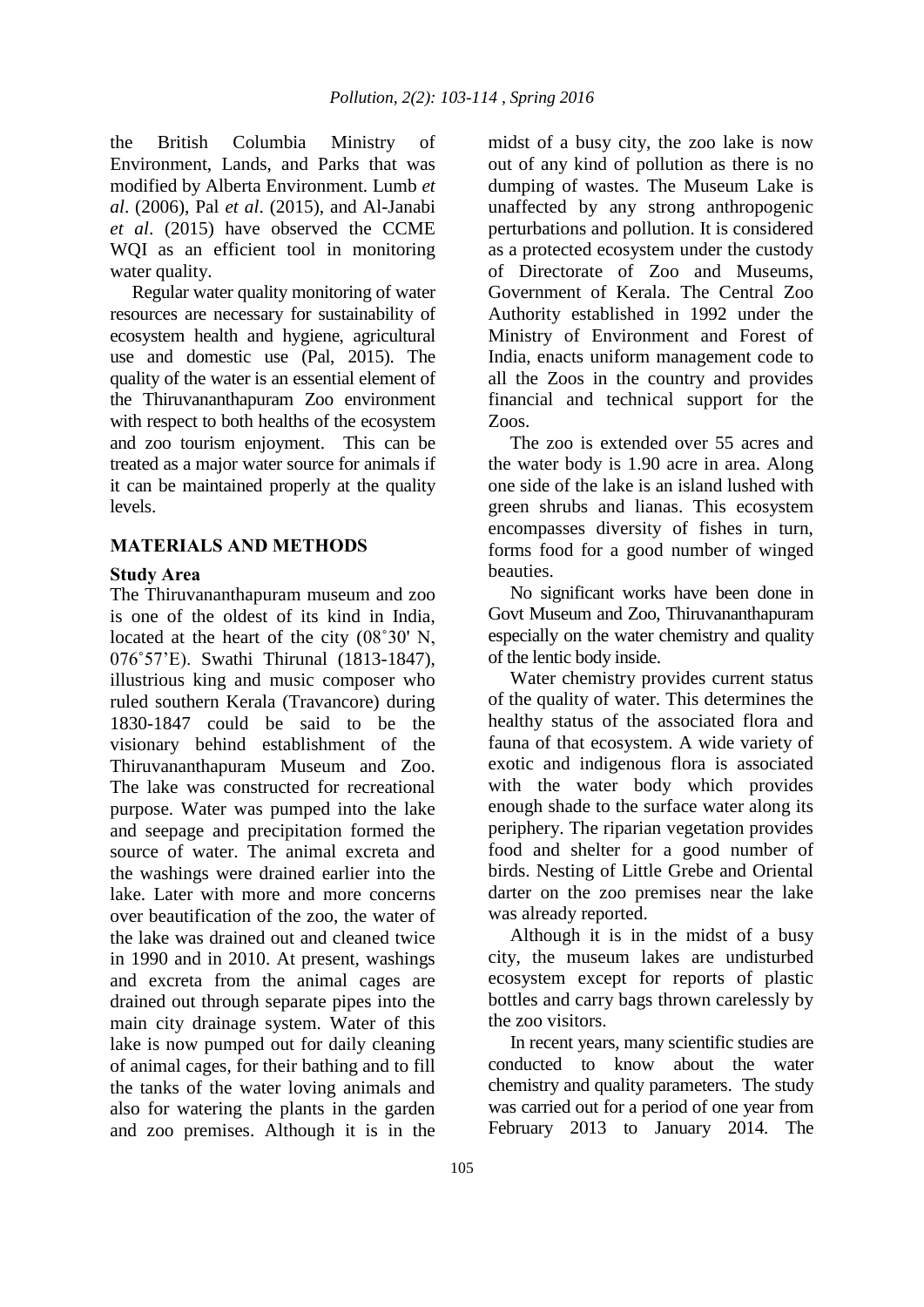the British Columbia Ministry of Environment, Lands, and Parks that was modified by Alberta Environment. Lumb *et al*. (2006), Pal *et al*. (2015), and Al-Janabi *et al*. (2015) have observed the CCME WQI as an efficient tool in monitoring water quality.

Regular water quality monitoring of water resources are necessary for sustainability of ecosystem health and hygiene, agricultural use and domestic use (Pal, 2015). The quality of the water is an essential element of the Thiruvananthapuram Zoo environment with respect to both healths of the ecosystem and zoo tourism enjoyment. This can be treated as a major water source for animals if it can be maintained properly at the quality levels.

## MATERIALS AND METHODS

### Study Area

The Thiruvananthapuram museum and zoo is one of the oldest of its kind in India, located at the heart of the city (08˚30' N, 076˚57'E). Swathi Thirunal (1813-1847), illustrious king and music composer who ruled southern Kerala (Travancore) during 1830-1847 could be said to be the visionary behind establishment of the Thiruvananthapuram Museum and Zoo. The lake was constructed for recreational purpose. Water was pumped into the lake and seepage and precipitation formed the source of water. The animal excreta and the washings were drained earlier into the lake. Later with more and more concerns over beautification of the zoo, the water of the lake was drained out and cleaned twice in 1990 and in 2010. At present, washings and excreta from the animal cages are drained out through separate pipes into the main city drainage system. Water of this lake is now pumped out for daily cleaning of animal cages, for their bathing and to fill the tanks of the water loving animals and also for watering the plants in the garden and zoo premises. Although it is in the midst of a busy city, the zoo lake is now out of any kind of pollution as there is no dumping of wastes. The Museum Lake is unaffected by any strong anthropogenic perturbations and pollution. It is considered as a protected ecosystem under the custody of Directorate of Zoo and Museums, Government of Kerala. The Central Zoo Authority established in 1992 under the Ministry of Environment and Forest of India, enacts uniform management code to all the Zoos in the country and provides financial and technical support for the Zoos.

The zoo is extended over 55 acres and the water body is 1.90 acre in area. Along one side of the lake is an island lushed with green shrubs and lianas. This ecosystem encompasses diversity of fishes in turn, forms food for a good number of winged beauties.

No significant works have been done in Govt Museum and Zoo, Thiruvananthapuram especially on the water chemistry and quality of the lentic body inside.

Water chemistry provides current status of the quality of water. This determines the healthy status of the associated flora and fauna of that ecosystem. A wide variety of exotic and indigenous flora is associated with the water body which provides enough shade to the surface water along its periphery. The riparian vegetation provides food and shelter for a good number of birds. Nesting of Little Grebe and Oriental darter on the zoo premises near the lake was already reported.

Although it is in the midst of a busy city, the museum lakes are undisturbed ecosystem except for reports of plastic bottles and carry bags thrown carelessly by the zoo visitors.

In recent years, many scientific studies are conducted to know about the water chemistry and quality parameters. The study was carried out for a period of one year from February 2013 to January 2014. The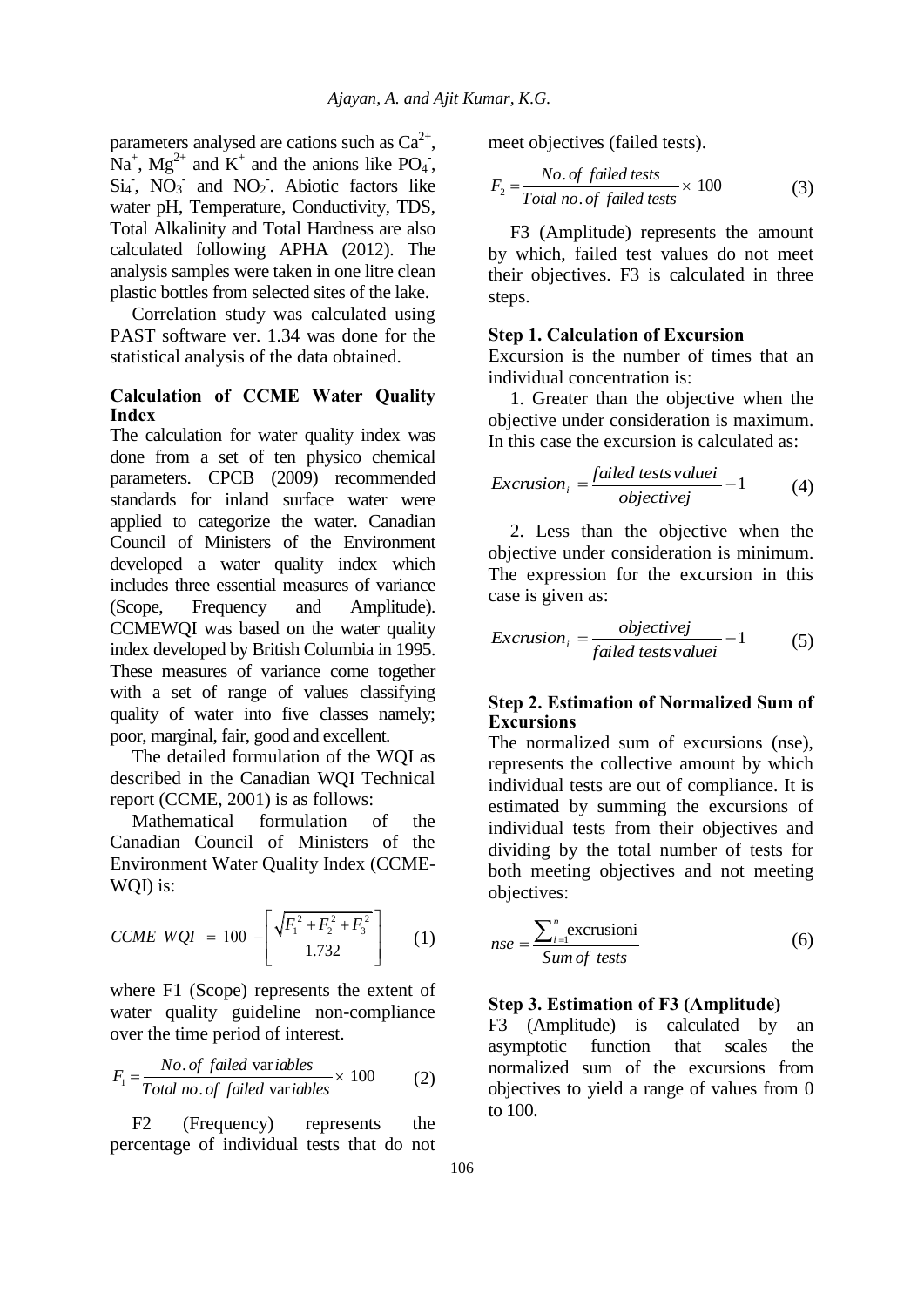parameters analysed are cations such as $Ca^{2+}$, $Na^{+}$, $Mg^{2+}$ and $K^{+}$ and the anions like $PO_4^{-}$, $Si_4^{-}$, $NO_3^{-}$ and $NO_2^{-}$. Abiotic factors like water pH, Temperature, Conductivity, TDS, Total Alkalinity and Total Hardness are also calculated following APHA (2012). The analysis samples were taken in one litre clean plastic bottles from selected sites of the lake.

Correlation study was calculated using PAST software ver. 1.34 was done for the statistical analysis of the data obtained.

### Calculation of CCME Water Quality Index

The calculation for water quality index was done from a set of ten physico chemical parameters. CPCB (2009) recommended standards for inland surface water were applied to categorize the water. Canadian Council of Ministers of the Environment developed a water quality index which includes three essential measures of variance (Scope, Frequency and Amplitude). CCMEWQI was based on the water quality index developed by British Columbia in 1995. These measures of variance come together with a set of range of values classifying quality of water into five classes namely; poor, marginal, fair, good and excellent.

The detailed formulation of the WQI as described in the Canadian WQI Technical report (CCME, 2001) is as follows:

Mathematical formulation of the Canadian Council of Ministers of the Environment Water Quality Index (CCME-WQI) is:

$$CCME\ WQI = 100 - \left[ \frac{\sqrt{F_1^2 + F_2^2 + F_3^2}}{1.732} \right] \quad (1)$$

where F1 (Scope) represents the extent of water quality guideline non-compliance over the time period of interest.

$$F_1 = \frac{No.of\ failed\ variables}{Total\ no.of\ failed\ variables} \times 100 \quad (2)$$

F2 (Frequency) represents the percentage of individual tests that do not meet objectives (failed tests).

$$F_2 = \frac{No.of\ failed\ tests}{Total\ no.of\ failed\ tests} \times 100 \quad (3)$$

F3 (Amplitude) represents the amount by which, failed test values do not meet their objectives. F3 is calculated in three steps.

**Step 1. Calculation of Excursion**

Excursion is the number of times that an individual concentration is:

1. Greater than the objective when the objective under consideration is maximum. In this case the excursion is calculated as:

$$Excrusion_i = \frac{failed\ tests\ valuei}{objectivej} - 1 \quad (4)$$

2. Less than the objective when the objective under consideration is minimum. The expression for the excursion in this case is given as:

$$Excrusion_i = \frac{objectivej}{failed\ tests\ valuei} - 1 \quad (5)$$

**Step 2. Estimation of Normalized Sum of Excursions**

The normalized sum of excursions (nse), represents the collective amount by which individual tests are out of compliance. It is estimated by summing the excursions of individual tests from their objectives and dividing by the total number of tests for both meeting objectives and not meeting objectives:

$$nse = \frac{\sum_{i=1}^{n} \text{excrusioni}}{Sum\ of\ tests} \quad (6)$$

**Step 3. Estimation of F3 (Amplitude)**

F3 (Amplitude) is calculated by an asymptotic function that scales the normalized sum of the excursions from objectives to yield a range of values from 0 to 100.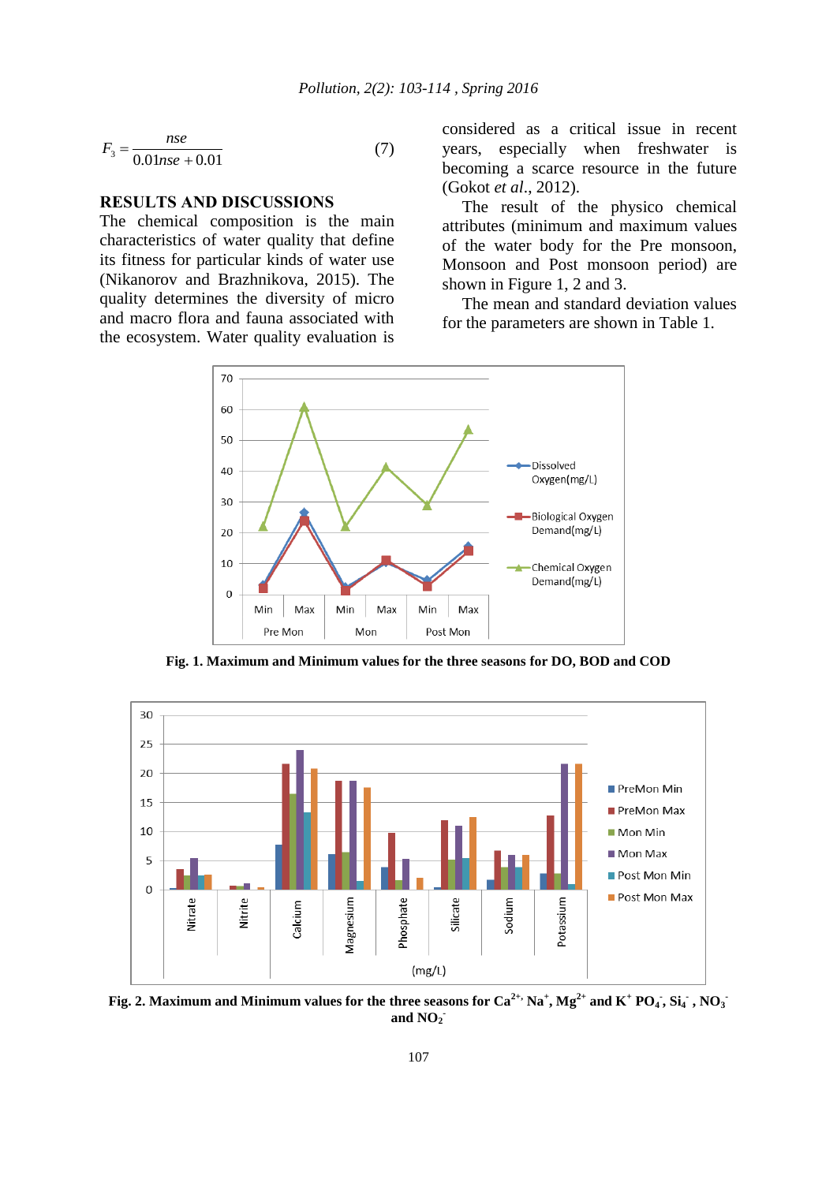$$F_3 = \frac{nse}{0.01nse + 0.01} \quad (7)$$

## RESULTS AND DISCUSSIONS

The chemical composition is the main characteristics of water quality that define its fitness for particular kinds of water use (Nikanorov and Brazhnikova, 2015). The quality determines the diversity of micro and macro flora and fauna associated with the ecosystem. Water quality evaluation is considered as a critical issue in recent years, especially when freshwater is becoming a scarce resource in the future (Gokot *et al*., 2012).

The result of the physico chemical attributes (minimum and maximum values of the water body for the Pre monsoon, Monsoon and Post monsoon period) are shown in Figure 1, 2 and 3.

The mean and standard deviation values for the parameters are shown in Table 1.

**Fig. 1. Maximum and Minimum values for the three seasons for DO, BOD and COD**

**Fig. 2. Maximum and Minimum values for the three seasons for $Ca^{2+}$, $Na^{+}$, $Mg^{2+}$ and $K^{+}$ $PO_4^{-}$, $Si_4^{-}$, $NO_3^{-}$ and $NO_2^{-}$**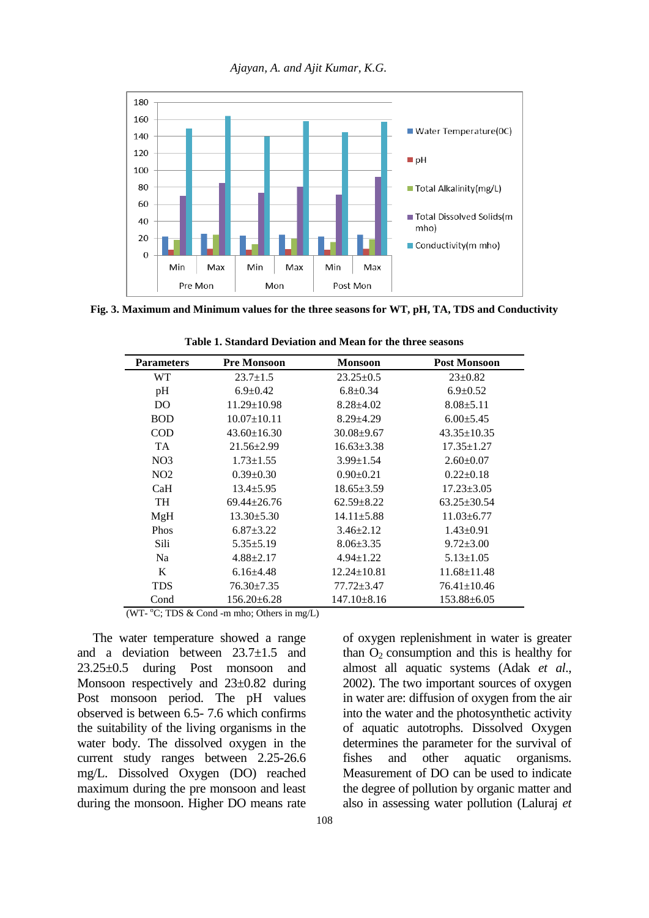Fig. 3. **Maximum and Minimum values for the three seasons for WT, pH, TA, TDS and Conductivity**

**Table 1. Standard Deviation and Mean for the three seasons**

| Parameters | Pre Monsoon | Monsoon | Post Monsoon |
|---|---|---|---|
| WT | 23.7±1.5 | 23.25±0.5 | 23±0.82 |
| pH | 6.9±0.42 | 6.8±0.34 | 6.9±0.52 |
| DO | 11.29±10.98 | 8.28±4.02 | 8.08±5.11 |
| BOD | 10.07±10.11 | 8.29±4.29 | 6.00±5.45 |
| COD | 43.60±16.30 | 30.08±9.67 | 43.35±10.35 |
| TA | 21.56±2.99 | 16.63±3.38 | 17.35±1.27 |
| NO3 | 1.73±1.55 | 3.99±1.54 | 2.60±0.07 |
| NO2 | 0.39±0.30 | 0.90±0.21 | 0.22±0.18 |
| CaH | 13.4±5.95 | 18.65±3.59 | 17.23±3.05 |
| TH | 69.44±26.76 | 62.59±8.22 | 63.25±30.54 |
| MgH | 13.30±5.30 | 14.11±5.88 | 11.03±6.77 |
| Phos | 6.87±3.22 | 3.46±2.12 | 1.43±0.91 |
| Sili | 5.35±5.19 | 8.06±3.35 | 9.72±3.00 |
| Na | 4.88±2.17 | 4.94±1.22 | 5.13±1.05 |
| K | 6.16±4.48 | 12.24±10.81 | 11.68±11.48 |
| TDS | 76.30±7.35 | 77.72±3.47 | 76.41±10.46 |
| Cond | 156.20±6.28 | 147.10±8.16 | 153.88±6.05 |

(WT- $^{o}$C; TDS & Cond -m mho; Others in mg/L)

The water temperature showed a range and a deviation between 23.7±1.5 and 23.25±0.5 during Post monsoon and Monsoon respectively and 23±0.82 during Post monsoon period. The pH values observed is between 6.5- 7.6 which confirms the suitability of the living organisms in the water body. The dissolved oxygen in the current study ranges between 2.25-26.6 mg/L. Dissolved Oxygen (DO) reached maximum during the pre monsoon and least during the monsoon. Higher DO means rate of oxygen replenishment in water is greater than $O_2$ consumption and this is healthy for almost all aquatic systems (Adak *et al.*, 2002). The two important sources of oxygen in water are: diffusion of oxygen from the air into the water and the photosynthetic activity of aquatic autotrophs. Dissolved Oxygen determines the parameter for the survival of fishes and other aquatic organisms. Measurement of DO can be used to indicate the degree of pollution by organic matter and also in assessing water pollution (Laluraj *et*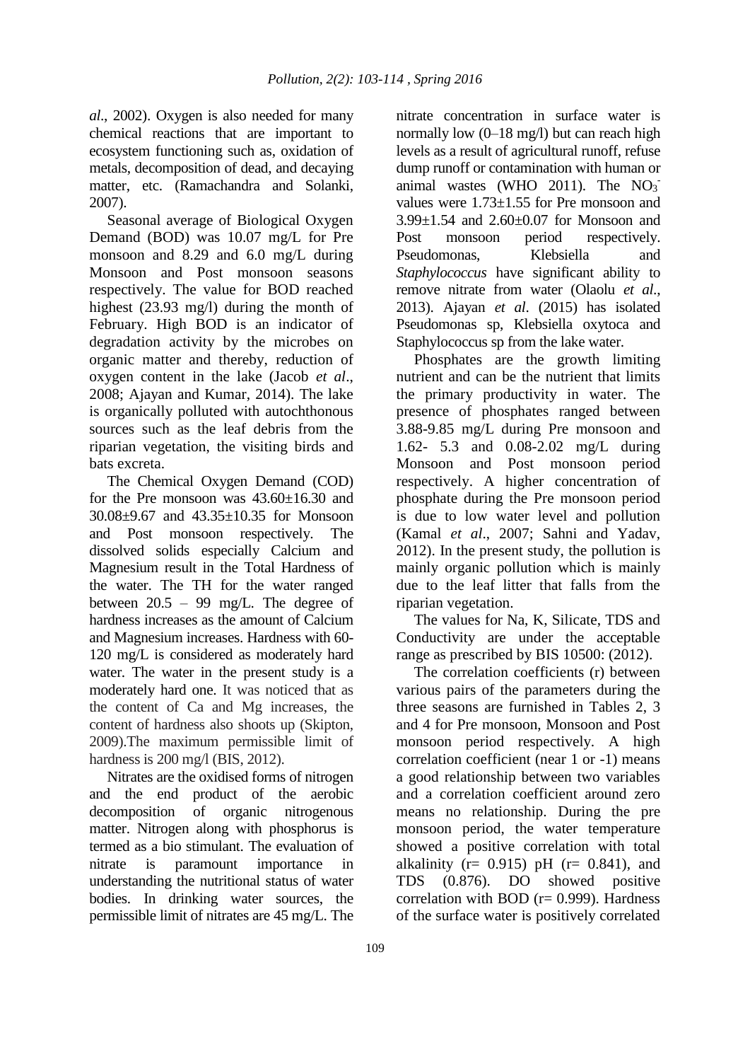*al*., 2002). Oxygen is also needed for many chemical reactions that are important to ecosystem functioning such as, oxidation of metals, decomposition of dead, and decaying matter, etc. (Ramachandra and Solanki, 2007).

Seasonal average of Biological Oxygen Demand (BOD) was 10.07 mg/L for Pre monsoon and 8.29 and 6.0 mg/L during Monsoon and Post monsoon seasons respectively. The value for BOD reached highest (23.93 mg/l) during the month of February. High BOD is an indicator of degradation activity by the microbes on organic matter and thereby, reduction of oxygen content in the lake (Jacob *et al*., 2008; Ajayan and Kumar, 2014). The lake is organically polluted with autochthonous sources such as the leaf debris from the riparian vegetation, the visiting birds and bats excreta.

The Chemical Oxygen Demand (COD) for the Pre monsoon was 43.60±16.30 and 30.08±9.67 and 43.35±10.35 for Monsoon and Post monsoon respectively. The dissolved solids especially Calcium and Magnesium result in the Total Hardness of the water. The TH for the water ranged between 20.5 – 99 mg/L. The degree of hardness increases as the amount of Calcium and Magnesium increases. Hardness with 60-120 mg/L is considered as moderately hard water. The water in the present study is a moderately hard one. It was noticed that as the content of Ca and Mg increases, the content of hardness also shoots up (Skipton, 2009).The maximum permissible limit of hardness is 200 mg/l (BIS, 2012).

Nitrates are the oxidised forms of nitrogen and the end product of the aerobic decomposition of organic nitrogenous matter. Nitrogen along with phosphorus is termed as a bio stimulant. The evaluation of nitrate is paramount importance in understanding the nutritional status of water bodies. In drinking water sources, the permissible limit of nitrates are 45 mg/L. The nitrate concentration in surface water is normally low (0–18 mg/l) but can reach high levels as a result of agricultural runoff, refuse dump runoff or contamination with human or animal wastes (WHO 2011). The $NO_3^-$ values were 1.73±1.55 for Pre monsoon and 3.99±1.54 and 2.60±0.07 for Monsoon and Post monsoon period respectively. Pseudomonas, Klebsiella and *Staphylococcus* have significant ability to remove nitrate from water (Olaolu *et al*., 2013). Ajayan *et al*. (2015) has isolated Pseudomonas sp, Klebsiella oxytoca and Staphylococcus sp from the lake water.

Phosphates are the growth limiting nutrient and can be the nutrient that limits the primary productivity in water. The presence of phosphates ranged between 3.88-9.85 mg/L during Pre monsoon and 1.62- 5.3 and 0.08-2.02 mg/L during Monsoon and Post monsoon period respectively. A higher concentration of phosphate during the Pre monsoon period is due to low water level and pollution (Kamal *et al*., 2007; Sahni and Yadav, 2012). In the present study, the pollution is mainly organic pollution which is mainly due to the leaf litter that falls from the riparian vegetation.

The values for Na, K, Silicate, TDS and Conductivity are under the acceptable range as prescribed by BIS 10500: (2012).

The correlation coefficients (r) between various pairs of the parameters during the three seasons are furnished in Tables 2, 3 and 4 for Pre monsoon, Monsoon and Post monsoon period respectively. A high correlation coefficient (near 1 or -1) means a good relationship between two variables and a correlation coefficient around zero means no relationship. During the pre monsoon period, the water temperature showed a positive correlation with total alkalinity (r= 0.915) pH (r= 0.841), and TDS (0.876). DO showed positive correlation with BOD (r= 0.999). Hardness of the surface water is positively correlated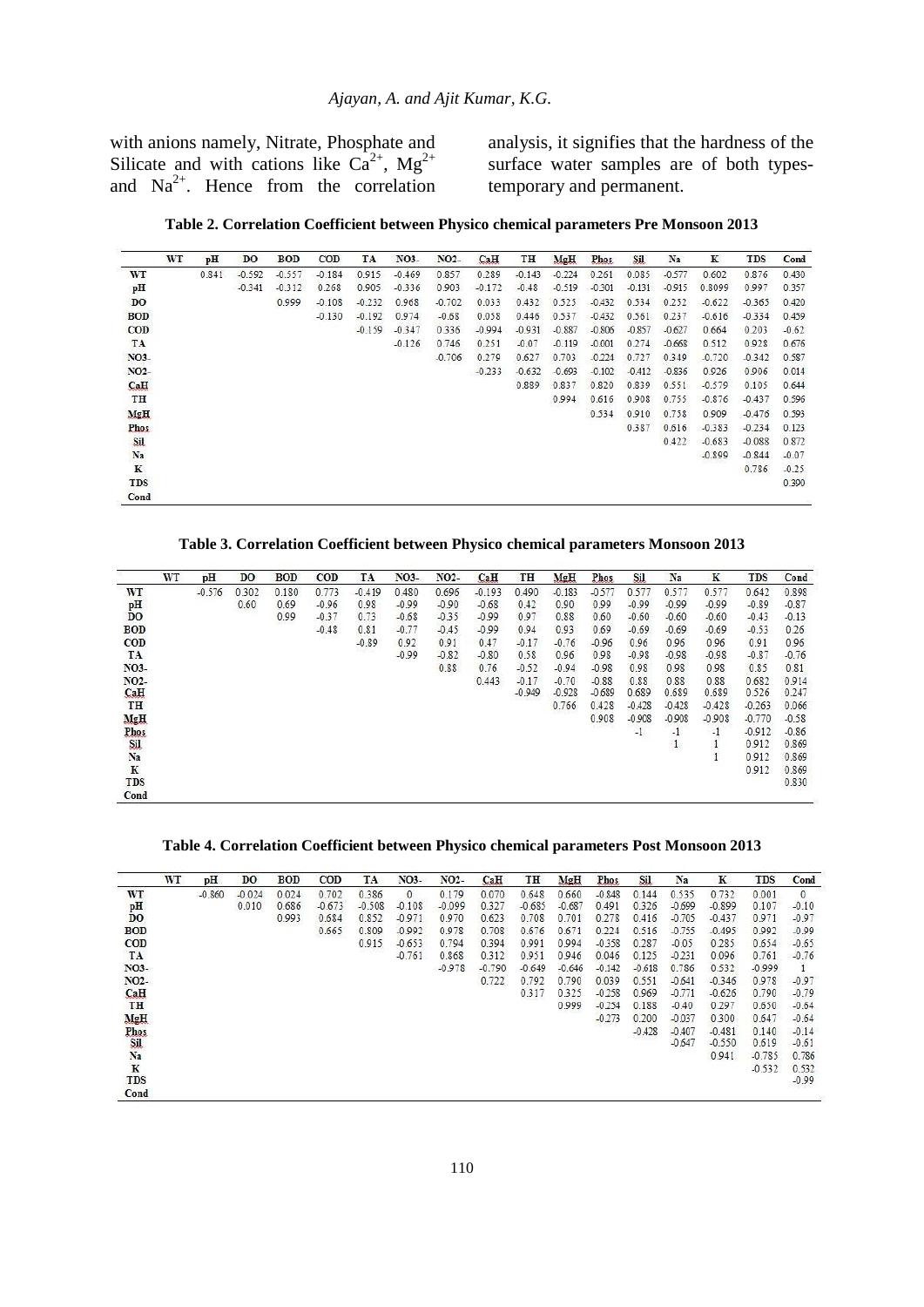with anions namely, Nitrate, Phosphate and Silicate and with cations like $Ca^{2+}$, $Mg^{2+}$ and $Na^{2+}$. Hence from the correlation analysis, it signifies that the hardness of the surface water samples are of both types- temporary and permanent.

**Table 2. Correlation Coefficient between Physico chemical parameters Pre Monsoon 2013**

| | WT | pH | DO | BOD | COD | TA | NO3- | NO2- | CaH | TH | MgH | Phos | Sil | Na | K | TDS | Cond |
|---|---|---|---|---|---|---|---|---|---|---|---|---|---|---|---|---|---|
| WT | | 0.841 | -0.592 | -0.557 | -0.184 | 0.915 | -0.469 | 0.857 | 0.289 | -0.143 | -0.224 | 0.261 | 0.085 | -0.577 | 0.602 | 0.876 | 0.430 |
| pH | | | -0.341 | -0.312 | 0.268 | 0.905 | -0.336 | 0.903 | -0.172 | -0.48 | -0.519 | -0.301 | -0.131 | -0.915 | 0.8099 | 0.997 | 0.357 |
| DO | | | | 0.999 | -0.108 | -0.232 | 0.968 | -0.702 | 0.033 | 0.432 | 0.525 | -0.432 | 0.534 | 0.252 | -0.622 | -0.365 | 0.420 |
| BOD | | | | | -0.130 | -0.192 | 0.974 | -0.68 | 0.058 | 0.446 | 0.537 | -0.432 | 0.561 | 0.237 | -0.616 | -0.334 | 0.459 |
| COD | | | | | | -0.159 | -0.347 | 0.336 | -0.994 | -0.931 | -0.887 | -0.806 | -0.857 | -0.627 | 0.664 | 0.203 | -0.62 |
| TA | | | | | | | -0.126 | 0.746 | 0.251 | -0.07 | -0.119 | -0.001 | 0.274 | -0.668 | 0.512 | 0.928 | 0.676 |
| NO3- | | | | | | | | -0.706 | 0.279 | 0.627 | 0.703 | -0.224 | 0.727 | 0.349 | -0.720 | -0.342 | 0.587 |
| NO2- | | | | | | | | | -0.233 | -0.632 | -0.693 | -0.102 | -0.412 | -0.836 | 0.926 | 0.906 | 0.014 |
| CaH | | | | | | | | | | 0.889 | 0.837 | 0.820 | 0.839 | 0.551 | -0.579 | 0.105 | 0.644 |
| TH | | | | | | | | | | | 0.994 | 0.616 | 0.908 | 0.755 | -0.876 | -0.437 | 0.596 |
| MgH | | | | | | | | | | | | 0.534 | 0.910 | 0.758 | 0.909 | -0.476 | 0.593 |
| Phos | | | | | | | | | | | | | 0.587 | 0.616 | -0.383 | -0.234 | 0.123 |
| Sil | | | | | | | | | | | | | | 0.422 | -0.683 | -0.088 | 0.872 |
| Na | | | | | | | | | | | | | | | -0.899 | -0.844 | -0.07 |
| K | | | | | | | | | | | | | | | | 0.786 | -0.25 |
| TDS | | | | | | | | | | | | | | | | | 0.390 |
| Cond | | | | | | | | | | | | | | | | | |

**Table 3. Correlation Coefficient between Physico chemical parameters Monsoon 2013**

| | WT | pH | DO | BOD | COD | TA | NO3- | NO2- | CaH | TH | MgH | Phos | Sil | Na | K | TDS | Cond |
|---|---|---|---|---|---|---|---|---|---|---|---|---|---|---|---|---|---|
| WT | | -0.576 | 0.302 | 0.180 | 0.773 | -0.419 | 0.480 | 0.696 | -0.193 | 0.490 | -0.183 | -0.577 | 0.577 | 0.577 | 0.577 | 0.642 | 0.898 |
| pH | | | 0.60 | 0.69 | -0.96 | 0.98 | -0.99 | -0.90 | -0.68 | 0.42 | 0.90 | 0.99 | -0.99 | -0.99 | -0.99 | -0.89 | -0.87 |
| DO | | | | 0.99 | -0.37 | 0.73 | -0.68 | -0.35 | -0.99 | 0.97 | 0.88 | 0.60 | -0.60 | -0.60 | -0.60 | -0.43 | -0.13 |
| BOD | | | | | -0.48 | 0.81 | -0.77 | -0.45 | -0.99 | 0.94 | 0.93 | 0.69 | -0.69 | -0.69 | -0.69 | -0.53 | 0.26 |
| COD | | | | | | -0.89 | 0.92 | 0.91 | 0.47 | -0.17 | -0.76 | -0.96 | 0.96 | 0.96 | 0.96 | 0.91 | 0.96 |
| TA | | | | | | | -0.99 | -0.82 | -0.80 | 0.58 | 0.96 | 0.98 | -0.98 | -0.98 | -0.98 | -0.87 | -0.76 |
| NO3- | | | | | | | | 0.88 | 0.76 | -0.52 | -0.94 | -0.98 | 0.98 | 0.98 | 0.98 | 0.85 | 0.81 |
| NO2- | | | | | | | | | 0.443 | -0.17 | -0.70 | -0.88 | 0.88 | 0.88 | 0.88 | 0.682 | 0.914 |
| CaH | | | | | | | | | | -0.949 | -0.928 | -0.689 | 0.689 | 0.689 | 0.689 | 0.526 | 0.247 |
| TH | | | | | | | | | | | 0.766 | 0.428 | -0.428 | -0.428 | -0.428 | -0.263 | 0.066 |
| MgH | | | | | | | | | | | | 0.908 | -0.908 | -0.908 | -0.908 | -0.770 | -0.58 |
| Phos | | | | | | | | | | | | | -1 | -1 | -1 | -0.912 | -0.86 |
| Sil | | | | | | | | | | | | | | 1 | 1 | 0.912 | 0.869 |
| Na | | | | | | | | | | | | | | | 1 | 0.912 | 0.869 |
| K | | | | | | | | | | | | | | | | 0.912 | 0.869 |
| TDS | | | | | | | | | | | | | | | | | 0.830 |
| Cond | | | | | | | | | | | | | | | | | |

**Table 4. Correlation Coefficient between Physico chemical parameters Post Monsoon 2013**

| | WT | pH | DO | BOD | COD | TA | NO3- | NO2- | CaH | TH | MgH | Phos | Sil | Na | K | TDS | Cond |
|---|---|---|---|---|---|---|---|---|---|---|---|---|---|---|---|---|---|
| WT | | -0.860 | -0.024 | 0.024 | 0.702 | 0.386 | 0 | 0.179 | 0.070 | 0.648 | 0.660 | -0.848 | 0.144 | 0.535 | 0.732 | 0.001 | 0 |
| pH | | | 0.010 | 0.686 | -0.673 | -0.508 | -0.108 | -0.099 | 0.327 | -0.685 | -0.687 | 0.491 | 0.326 | -0.699 | -0.899 | 0.107 | -0.10 |
| DO | | | | 0.993 | 0.684 | 0.852 | -0.971 | 0.970 | 0.623 | 0.708 | 0.701 | 0.278 | 0.416 | -0.705 | -0.437 | 0.971 | -0.97 |
| BOD | | | | | 0.665 | 0.809 | -0.992 | 0.978 | 0.708 | 0.676 | 0.671 | 0.224 | 0.516 | -0.755 | -0.495 | 0.992 | -0.99 |
| COD | | | | | | 0.915 | -0.653 | 0.794 | 0.394 | 0.991 | 0.994 | -0.358 | 0.287 | -0.05 | 0.285 | 0.654 | -0.65 |
| TA | | | | | | | -0.761 | 0.868 | 0.312 | 0.951 | 0.946 | 0.046 | 0.125 | -0.231 | 0.096 | 0.761 | -0.76 |
| NO3- | | | | | | | | -0.978 | -0.790 | -0.649 | -0.646 | -0.142 | -0.618 | 0.786 | 0.532 | -0.999 | 1 |
| NO2- | | | | | | | | | 0.722 | 0.792 | 0.790 | 0.039 | 0.551 | -0.641 | -0.346 | 0.978 | -0.97 |
| CaH | | | | | | | | | | 0.317 | 0.325 | -0.258 | 0.969 | -0.771 | -0.626 | 0.790 | -0.79 |
| TH | | | | | | | | | | | 0.999 | -0.254 | 0.188 | -0.40 | 0.297 | 0.650 | -0.64 |
| MgH | | | | | | | | | | | | -0.273 | 0.200 | -0.037 | 0.300 | 0.647 | -0.64 |
| Phos | | | | | | | | | | | | | -0.428 | -0.407 | -0.481 | 0.140 | -0.14 |
| Sil | | | | | | | | | | | | | | -0.647 | -0.550 | 0.619 | -0.61 |
| Na | | | | | | | | | | | | | | | 0.941 | -0.785 | 0.786 |
| K | | | | | | | | | | | | | | | | -0.532 | 0.532 |
| TDS | | | | | | | | | | | | | | | | | -0.99 |
| Cond | | | | | | | | | | | | | | | | | |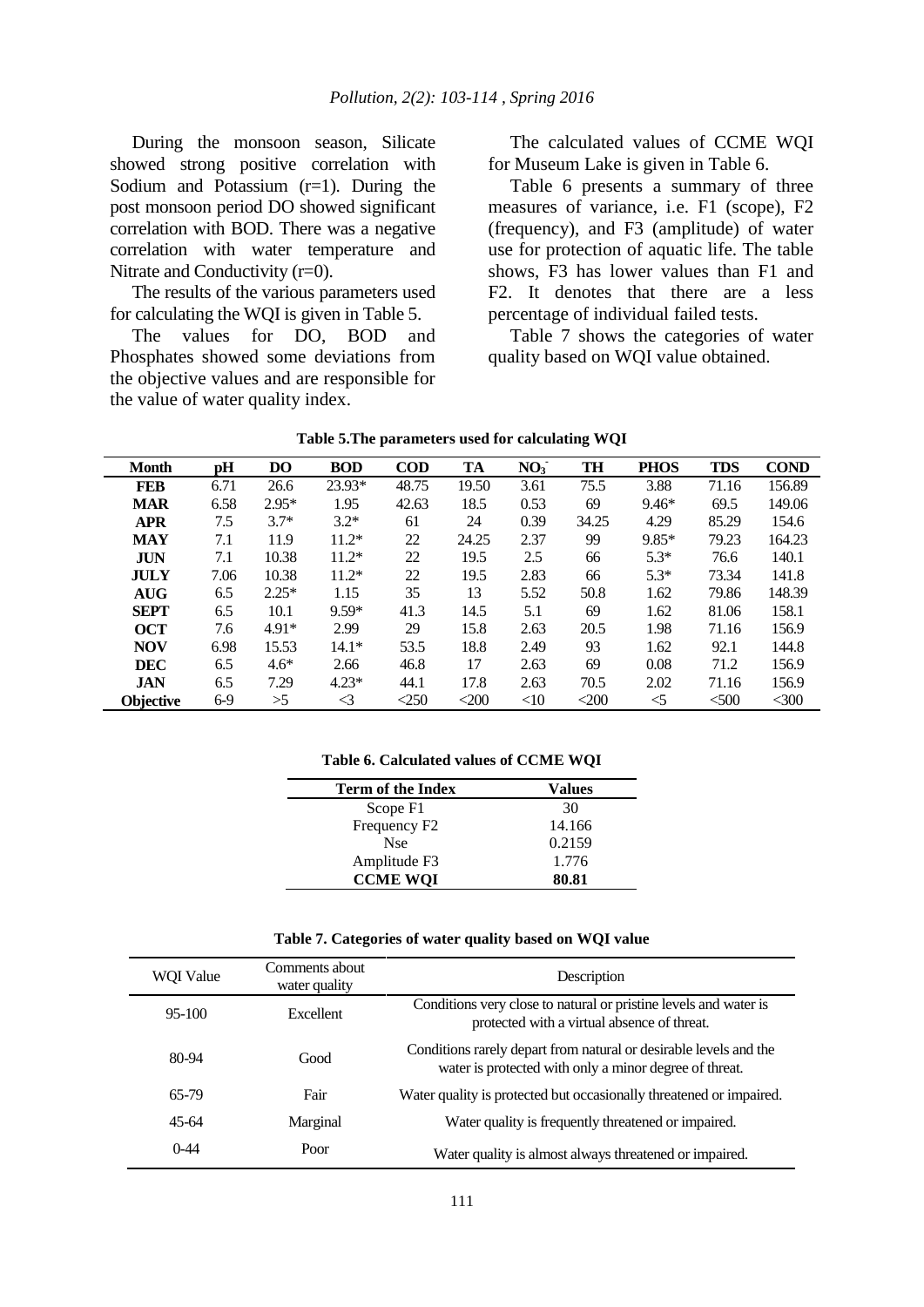During the monsoon season, Silicate showed strong positive correlation with Sodium and Potassium (r=1). During the post monsoon period DO showed significant correlation with BOD. There was a negative correlation with water temperature and Nitrate and Conductivity (r=0).

The results of the various parameters used for calculating the WQI is given in Table 5.

The values for DO, BOD and Phosphates showed some deviations from the objective values and are responsible for the value of water quality index.

The calculated values of CCME WQI for Museum Lake is given in Table 6.

Table 6 presents a summary of three measures of variance, i.e. F1 (scope), F2 (frequency), and F3 (amplitude) of water use for protection of aquatic life. The table shows, F3 has lower values than F1 and F2. It denotes that there are a less percentage of individual failed tests.

Table 7 shows the categories of water quality based on WQI value obtained.

**Table 5.The parameters used for calculating WQI**

| Month | pH | DO | BOD | COD | TA | $NO_3^-$ | TH | PHOS | TDS | COND |
|---|---|---|---|---|---|---|---|---|---|---|
| **FEB** | 6.71 | 26.6 | 23.93* | 48.75 | 19.50 | 3.61 | 75.5 | 3.88 | 71.16 | 156.89 |
| **MAR** | 6.58 | 2.95* | 1.95 | 42.63 | 18.5 | 0.53 | 69 | 9.46* | 69.5 | 149.06 |
| **APR** | 7.5 | 3.7* | 3.2* | 61 | 24 | 0.39 | 34.25 | 4.29 | 85.29 | 154.6 |
| **MAY** | 7.1 | 11.9 | 11.2* | 22 | 24.25 | 2.37 | 99 | 9.85* | 79.23 | 164.23 |
| **JUN** | 7.1 | 10.38 | 11.2* | 22 | 19.5 | 2.5 | 66 | 5.3* | 76.6 | 140.1 |
| **JULY** | 7.06 | 10.38 | 11.2* | 22 | 19.5 | 2.83 | 66 | 5.3* | 73.34 | 141.8 |
| **AUG** | 6.5 | 2.25* | 1.15 | 35 | 13 | 5.52 | 50.8 | 1.62 | 79.86 | 148.39 |
| **SEPT** | 6.5 | 10.1 | 9.59* | 41.3 | 14.5 | 5.1 | 69 | 1.62 | 81.06 | 158.1 |
| **OCT** | 7.6 | 4.91* | 2.99 | 29 | 15.8 | 2.63 | 20.5 | 1.98 | 71.16 | 156.9 |
| **NOV** | 6.98 | 15.53 | 14.1* | 53.5 | 18.8 | 2.49 | 93 | 1.62 | 92.1 | 144.8 |
| **DEC** | 6.5 | 4.6* | 2.66 | 46.8 | 17 | 2.63 | 69 | 0.08 | 71.2 | 156.9 |
| **JAN** | 6.5 | 7.29 | 4.23* | 44.1 | 17.8 | 2.63 | 70.5 | 2.02 | 71.16 | 156.9 |
| **Objective** | 6-9 | >5 | <3 | <250 | <200 | <10 | <200 | <5 | <500 | <300 |

**Table 6. Calculated values of CCME WQI**

| Term of the Index | Values |
|---|---|
| Scope F1 | 30 |
| Frequency F2 | 14.166 |
| Nse | 0.2159 |
| Amplitude F3 | 1.776 |
| **CCME WQI** | **80.81** |

**Table 7. Categories of water quality based on WQI value**

| WQI Value | Comments about water quality | Description |
|---|---|---|
| 95-100 | Excellent | Conditions very close to natural or pristine levels and water is protected with a virtual absence of threat. |
| 80-94 | Good | Conditions rarely depart from natural or desirable levels and the water is protected with only a minor degree of threat. |
| 65-79 | Fair | Water quality is protected but occasionally threatened or impaired. |
| 45-64 | Marginal | Water quality is frequently threatened or impaired. |
| 0-44 | Poor | Water quality is almost always threatened or impaired. |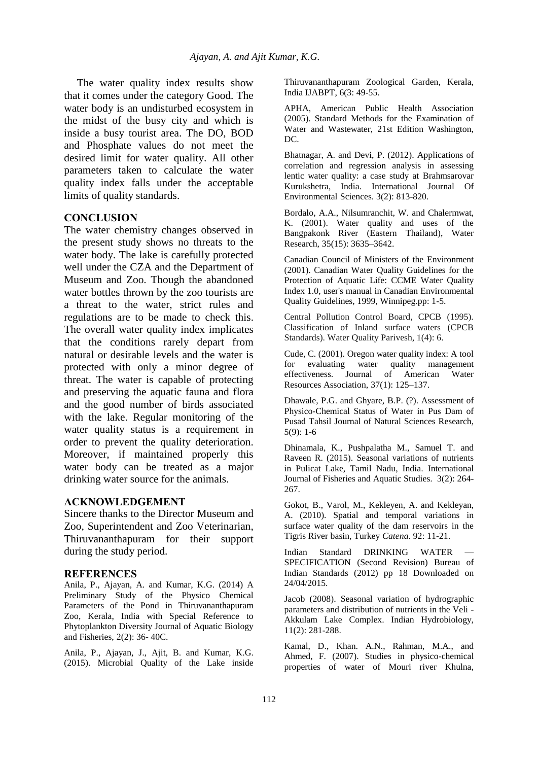The water quality index results show that it comes under the category Good. The water body is an undisturbed ecosystem in the midst of the busy city and which is inside a busy tourist area. The DO, BOD and Phosphate values do not meet the desired limit for water quality. All other parameters taken to calculate the water quality index falls under the acceptable limits of quality standards.

## CONCLUSION

The water chemistry changes observed in the present study shows no threats to the water body. The lake is carefully protected well under the CZA and the Department of Museum and Zoo. Though the abandoned water bottles thrown by the zoo tourists are a threat to the water, strict rules and regulations are to be made to check this. The overall water quality index implicates that the conditions rarely depart from natural or desirable levels and the water is protected with only a minor degree of threat. The water is capable of protecting and preserving the aquatic fauna and flora and the good number of birds associated with the lake. Regular monitoring of the water quality status is a requirement in order to prevent the quality deterioration. Moreover, if maintained properly this water body can be treated as a major drinking water source for the animals.

## ACKNOWLEDGEMENT

Sincere thanks to the Director Museum and Zoo, Superintendent and Zoo Veterinarian, Thiruvananthapuram for their support during the study period.

## REFERENCES

Anila, P., Ajayan, A. and Kumar, K.G. (2014) A Preliminary Study of the Physico Chemical Parameters of the Pond in Thiruvananthapuram Zoo, Kerala, India with Special Reference to Phytoplankton Diversity Journal of Aquatic Biology and Fisheries, 2(2): 36- 40C.

Anila, P., Ajayan, J., Ajit, B. and Kumar, K.G. (2015). Microbial Quality of the Lake inside Thiruvananthapuram Zoological Garden, Kerala, India IJABPT, 6(3: 49-55.

APHA, American Public Health Association (2005). Standard Methods for the Examination of Water and Wastewater, 21st Edition Washington, DC.

Bhatnagar, A. and Devi, P. (2012). Applications of correlation and regression analysis in assessing lentic water quality: a case study at Brahmsarovar Kurukshetra, India. International Journal Of Environmental Sciences. 3(2): 813-820.

Bordalo, A.A., Nilsumranchit, W. and Chalermwat, K. (2001). Water quality and uses of the Bangpakonk River (Eastern Thailand), Water Research, 35(15): 3635–3642.

Canadian Council of Ministers of the Environment (2001). Canadian Water Quality Guidelines for the Protection of Aquatic Life: CCME Water Quality Index 1.0, user's manual in Canadian Environmental Quality Guidelines, 1999, Winnipeg.pp: 1-5.

Central Pollution Control Board, CPCB (1995). Classification of Inland surface waters (CPCB Standards). Water Quality Parivesh, 1(4): 6.

Cude, C. (2001). Oregon water quality index: A tool for evaluating water quality management effectiveness. Journal of American Water Resources Association, 37(1): 125–137.

Dhawale, P.G. and Ghyare, B.P. (?). Assessment of Physico-Chemical Status of Water in Pus Dam of Pusad Tahsil Journal of Natural Sciences Research, 5(9): 1-6

Dhinamala, K., Pushpalatha M., Samuel T. and Raveen R. (2015). Seasonal variations of nutrients in Pulicat Lake, Tamil Nadu, India. International Journal of Fisheries and Aquatic Studies. 3(2): 264-267.

Gokot, B., Varol, M., Kekleyen, A. and Kekleyan, A. (2010). Spatial and temporal variations in surface water quality of the dam reservoirs in the Tigris River basin, Turkey *Catena*. 92: 11-21.

Indian Standard DRINKING WATER — SPECIFICATION (Second Revision) Bureau of Indian Standards (2012) pp 18 Downloaded on 24/04/2015.

Jacob (2008). Seasonal variation of hydrographic parameters and distribution of nutrients in the Veli - Akkulam Lake Complex. Indian Hydrobiology, 11(2): 281-288.

Kamal, D., Khan. A.N., Rahman, M.A., and Ahmed, F. (2007). Studies in physico-chemical properties of water of Mouri river Khulna,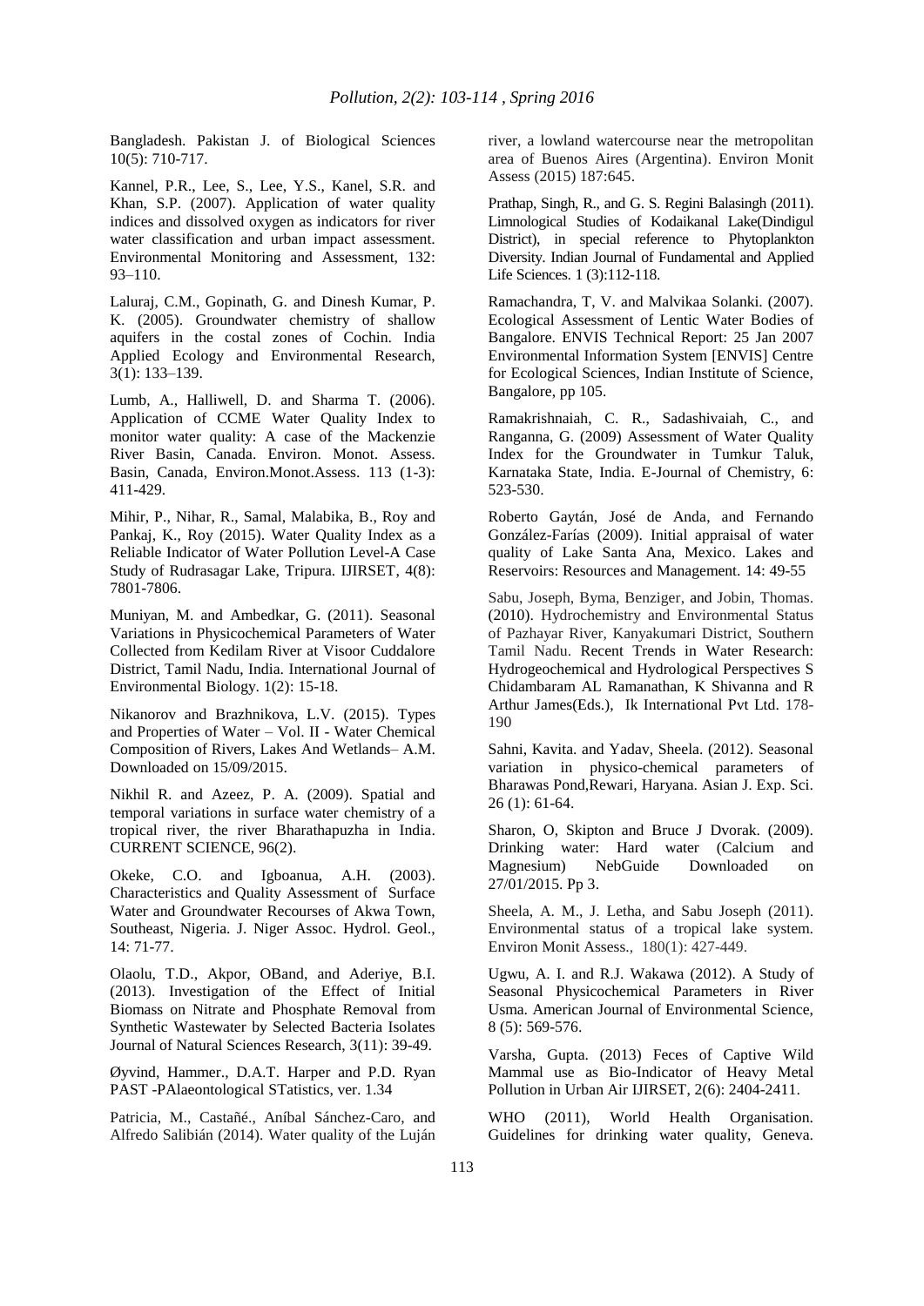Bangladesh. Pakistan J. of Biological Sciences 10(5): 710-717.

Kannel, P.R., Lee, S., Lee, Y.S., Kanel, S.R. and Khan, S.P. (2007). Application of water quality indices and dissolved oxygen as indicators for river water classification and urban impact assessment. Environmental Monitoring and Assessment, 132: 93–110.

Laluraj, C.M., Gopinath, G. and Dinesh Kumar, P. K. (2005). Groundwater chemistry of shallow aquifers in the costal zones of Cochin. India Applied Ecology and Environmental Research, 3(1): 133–139.

Lumb, A., Halliwell, D. and Sharma T. (2006). Application of CCME Water Quality Index to monitor water quality: A case of the Mackenzie River Basin, Canada. Environ. Monot. Assess. Basin, Canada, Environ.Monot.Assess. 113 (1-3): 411-429.

Mihir, P., Nihar, R., Samal, Malabika, B., Roy and Pankaj, K., Roy (2015). Water Quality Index as a Reliable Indicator of Water Pollution Level-A Case Study of Rudrasagar Lake, Tripura. IJIRSET, 4(8): 7801-7806.

Muniyan, M. and Ambedkar, G. (2011). Seasonal Variations in Physicochemical Parameters of Water Collected from Kedilam River at Visoor Cuddalore District, Tamil Nadu, India. International Journal of Environmental Biology. 1(2): 15-18.

Nikanorov and Brazhnikova, L.V. (2015). Types and Properties of Water – Vol. II - Water Chemical Composition of Rivers, Lakes And Wetlands– A.M. Downloaded on 15/09/2015.

Nikhil R. and Azeez, P. A. (2009). Spatial and temporal variations in surface water chemistry of a tropical river, the river Bharathapuzha in India. CURRENT SCIENCE, 96(2).

Okeke, C.O. and Igboanua, A.H. (2003). Characteristics and Quality Assessment of Surface Water and Groundwater Recourses of Akwa Town, Southeast, Nigeria. J. Niger Assoc. Hydrol. Geol., 14: 71-77.

Olaolu, T.D., Akpor, OBand, and Aderiye, B.I. (2013). Investigation of the Effect of Initial Biomass on Nitrate and Phosphate Removal from Synthetic Wastewater by Selected Bacteria Isolates Journal of Natural Sciences Research, 3(11): 39-49.

Øyvind, Hammer., D.A.T. Harper and P.D. Ryan PAST -PAlaeontological STatistics, ver. 1.34

Patricia, M., Castañé., Aníbal Sánchez-Caro, and Alfredo Salibián (2014). Water quality of the Luján river, a lowland watercourse near the metropolitan area of Buenos Aires (Argentina). Environ Monit Assess (2015) 187:645.

Prathap, Singh, R., and G. S. Regini Balasingh (2011). Limnological Studies of Kodaikanal Lake(Dindigul District), in special reference to Phytoplankton Diversity. Indian Journal of Fundamental and Applied Life Sciences. 1 (3):112-118.

Ramachandra, T, V. and Malvikaa Solanki. (2007). Ecological Assessment of Lentic Water Bodies of Bangalore. ENVIS Technical Report: 25 Jan 2007 Environmental Information System [ENVIS] Centre for Ecological Sciences, Indian Institute of Science, Bangalore, pp 105.

Ramakrishnaiah, C. R., Sadashivaiah, C., and Ranganna, G. (2009) Assessment of Water Quality Index for the Groundwater in Tumkur Taluk, Karnataka State, India. E-Journal of Chemistry, 6: 523-530.

Roberto Gaytán, José de Anda, and Fernando González-Farías (2009). Initial appraisal of water quality of Lake Santa Ana, Mexico. Lakes and Reservoirs: Resources and Management. 14: 49-55

Sabu, Joseph, Byma, Benziger, and Jobin, Thomas. (2010). Hydrochemistry and Environmental Status of Pazhayar River, Kanyakumari District, Southern Tamil Nadu. Recent Trends in Water Research: Hydrogeochemical and Hydrological Perspectives S Chidambaram AL Ramanathan, K Shivanna and R Arthur James(Eds.), Ik International Pvt Ltd. 178-190

Sahni, Kavita. and Yadav, Sheela. (2012). Seasonal variation in physico-chemical parameters of Bharawas Pond,Rewari, Haryana. Asian J. Exp. Sci. 26 (1): 61-64.

Sharon, O, Skipton and Bruce J Dvorak. (2009). Drinking water: Hard water (Calcium and Magnesium) NebGuide Downloaded on 27/01/2015. Pp 3.

Sheela, A. M., J. Letha, and Sabu Joseph (2011). Environmental status of a tropical lake system. Environ Monit Assess., 180(1): 427-449.

Ugwu, A. I. and R.J. Wakawa (2012). A Study of Seasonal Physicochemical Parameters in River Usma. American Journal of Environmental Science, 8 (5): 569-576.

Varsha, Gupta. (2013) Feces of Captive Wild Mammal use as Bio-Indicator of Heavy Metal Pollution in Urban Air IJIRSET, 2(6): 2404-2411.

WHO (2011), World Health Organisation. Guidelines for drinking water quality, Geneva.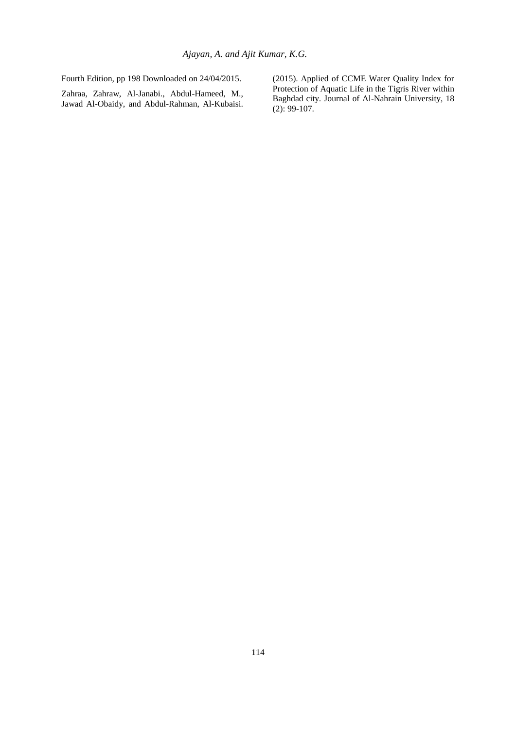Fourth Edition, pp 198 Downloaded on 24/04/2015.

Zahraa, Zahraw, Al-Janabi., Abdul-Hameed, M., Jawad Al-Obaidy, and Abdul-Rahman, Al-Kubaisi. (2015). Applied of CCME Water Quality Index for Protection of Aquatic Life in the Tigris River within Baghdad city. Journal of Al-Nahrain University, 18 (2): 99-107.